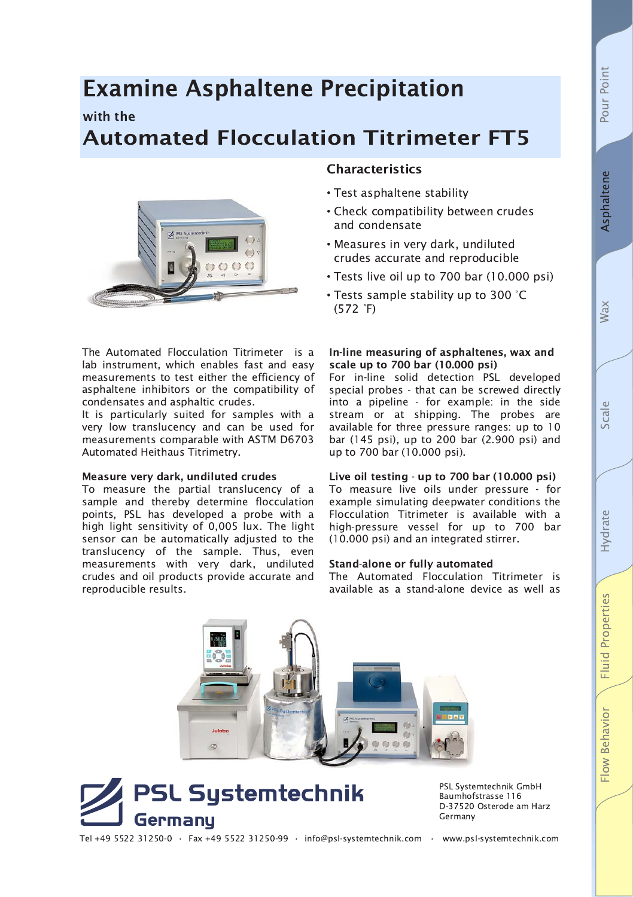# Examine Asphaltene Precipitation

with the

# Automated Flocculation Titrimeter FT5

## Characteristics

- Test asphaltene stability
- Check compatibility between crudes and condensate
- Measures in very dark, undiluted crudes accurate and reproducible
- Tests live oil up to 700 bar (10.000 psi)
- Tests sample stability up to 300 °C (572 °F)

The Automated Flocculation Titrimeter is a lab instrument, which enables fast and easy measurements to test either the efficiency of asphaltene inhibitors or the compatibility of condensates and asphaltic crudes.
It is particularly suited for samples with a very low translucency and can be used for measurements comparable with ASTM D6703 Automated Heithaus Titrimetry.

### Measure very dark, undiluted crudes

To measure the partial translucency of a sample and thereby determine flocculation points, PSL has developed a probe with a high light sensitivity of 0,005 lux. The light sensor can be automatically adjusted to the translucency of the sample. Thus, even measurements with very dark, undiluted crudes and oil products provide accurate and reproducible results.

### In-line measuring of asphaltenes, wax and scale up to 700 bar (10.000 psi)

For in-line solid detection PSL developed special probes - that can be screwed directly into a pipeline - for example: in the side stream or at shipping. The probes are available for three pressure ranges: up to 10 bar (145 psi), up to 200 bar (2.900 psi) and up to 700 bar (10.000 psi).

### Live oil testing - up to 700 bar (10.000 psi)

To measure live oils under pressure - for example simulating deepwater conditions the Flocculation Titrimeter is available with a high-pressure vessel for up to 700 bar (10.000 psi) and an integrated stirrer.

### Stand-alone or fully automated

The Automated Flocculation Titrimeter is available as a stand-alone device as well as

**PSL Systemtechnik Germany**

PSL Systemtechnik GmbH
Baumhofstrasse 116
D-37520 Osterode am Harz
Germany

Tel +49 5522 31250-0 · Fax +49 5522 31250-99 · info@psl-systemtechnik.com · www.psl-systemtechnik.com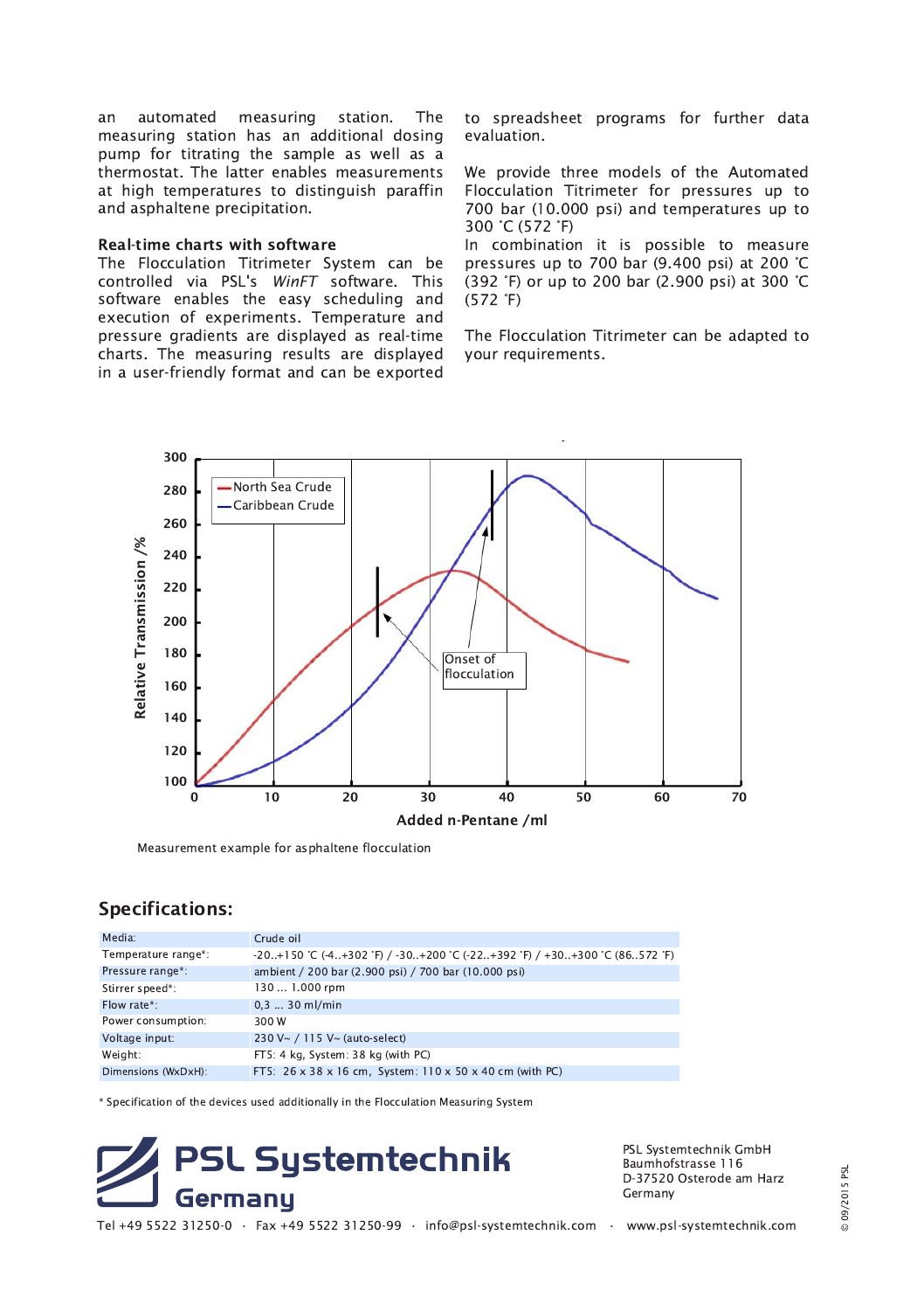an automated measuring station. The measuring station has an additional dosing pump for titrating the sample as well as a thermostat. The latter enables measurements at high temperatures to distinguish paraffin and asphaltene precipitation.

**Real-time charts with software**

The Flocculation Titrimeter System can be controlled via PSL's *WinFT* software. This software enables the easy scheduling and execution of experiments. Temperature and pressure gradients are displayed as real-time charts. The measuring results are displayed in a user-friendly format and can be exported to spreadsheet programs for further data evaluation.

We provide three models of the Automated Flocculation Titrimeter for pressures up to 700 bar (10.000 psi) and temperatures up to 300 °C (572 °F)

In combination it is possible to measure pressures up to 700 bar (9.400 psi) at 200 °C (392 °F) or up to 200 bar (2.900 psi) at 300 °C (572 °F)

The Flocculation Titrimeter can be adapted to your requirements.

North Sea Crude
Caribbean Crude
Onset of flocculation
Relative Transmission /%
300
280
260
240
220
200
180
160
140
120
100
0
10
20
30
40
50
60
70
Added n-Pentane /ml

Measurement example for asphaltene flocculation

## Specifications:

| | |
|---|---|
| Media: | Crude oil |
| Temperature range*: | -20..+150 °C (-4..+302 °F) / -30..+200 °C (-22..+392 °F) / +30..+300 °C (86..572 °F) |
| Pressure range*: | ambient / 200 bar (2.900 psi) / 700 bar (10.000 psi) |
| Stirrer speed*: | 130 ... 1.000 rpm |
| Flow rate*: | 0,3 ... 30 ml/min |
| Power consumption: | 300 W |
| Voltage input: | 230 V~ / 115 V~ (auto-select) |
| Weight: | FT5: 4 kg, System: 38 kg (with PC) |
| Dimensions (WxDxH): | FT5: 26 x 38 x 16 cm, System: 110 x 50 x 40 cm (with PC) |

* Specification of the devices used additionally in the Flocculation Measuring System

PSL Systemtechnik Germany

PSL Systemtechnik GmbH
Baumhofstrasse 116
D-37520 Osterode am Harz
Germany

Tel +49 5522 31250-0 · Fax +49 5522 31250-99 · info@psl-systemtechnik.com · www.psl-systemtechnik.com

© 09/2015 PSL